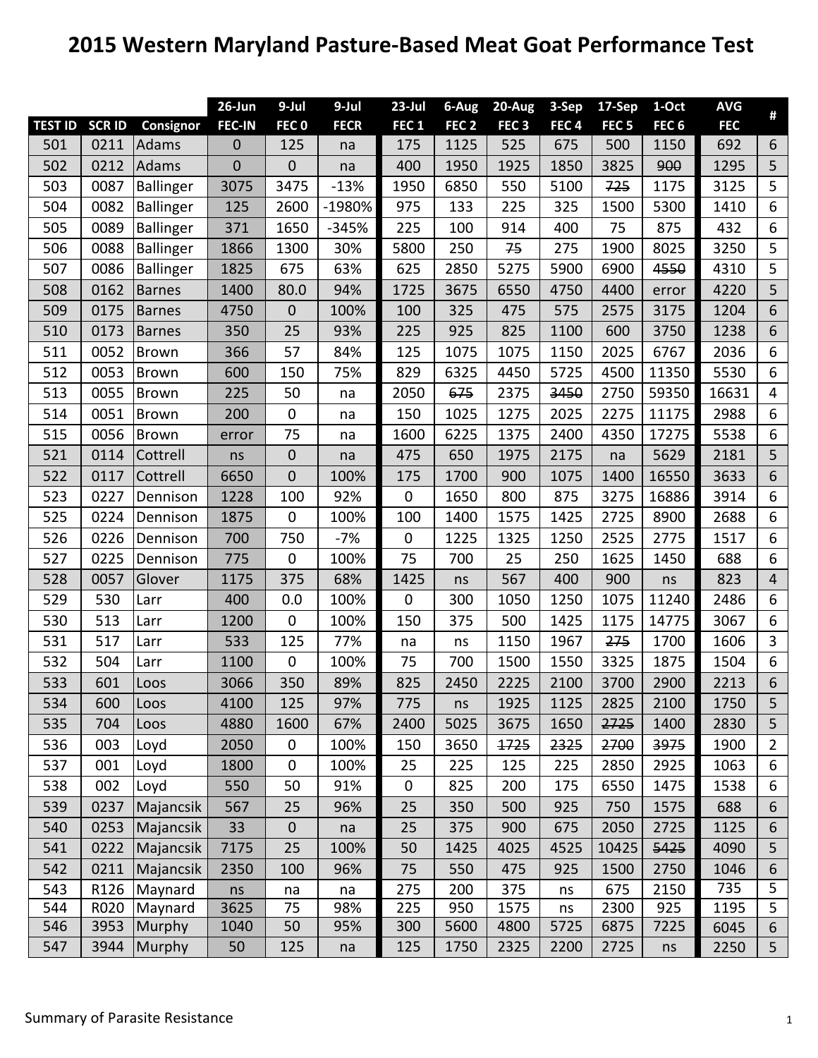# 2015 Western Maryland Pasture-Based Meat Goat Performance Test

| | | | 26-Jun | 9-Jul | 9-Jul | 23-Jul | 6-Aug | 20-Aug | 3-Sep | 17-Sep | 1-Oct | AVG | # |
|---|---|---|---|---|---|---|---|---|---|---|---|---|---|
| TEST ID | SCR ID | Consignor | FEC-IN | FEC 0 | FECR | FEC 1 | FEC 2 | FEC 3 | FEC 4 | FEC 5 | FEC 6 | FEC | |
| 501 | 0211 | Adams | 0 | 125 | na | 175 | 1125 | 525 | 675 | 500 | 1150 | 692 | 6 |
| 502 | 0212 | Adams | 0 | 0 | na | 400 | 1950 | 1925 | 1850 | 3825 | ~~900~~ | 1295 | 5 |
| 503 | 0087 | Ballinger | 3075 | 3475 | -13% | 1950 | 6850 | 550 | 5100 | ~~725~~ | 1175 | 3125 | 5 |
| 504 | 0082 | Ballinger | 125 | 2600 | -1980% | 975 | 133 | 225 | 325 | 1500 | 5300 | 1410 | 6 |
| 505 | 0089 | Ballinger | 371 | 1650 | -345% | 225 | 100 | 914 | 400 | 75 | 875 | 432 | 6 |
| 506 | 0088 | Ballinger | 1866 | 1300 | 30% | 5800 | 250 | ~~75~~ | 275 | 1900 | 8025 | 3250 | 5 |
| 507 | 0086 | Ballinger | 1825 | 675 | 63% | 625 | 2850 | 5275 | 5900 | 6900 | ~~4550~~ | 4310 | 5 |
| 508 | 0162 | Barnes | 1400 | 80.0 | 94% | 1725 | 3675 | 6550 | 4750 | 4400 | error | 4220 | 5 |
| 509 | 0175 | Barnes | 4750 | 0 | 100% | 100 | 325 | 475 | 575 | 2575 | 3175 | 1204 | 6 |
| 510 | 0173 | Barnes | 350 | 25 | 93% | 225 | 925 | 825 | 1100 | 600 | 3750 | 1238 | 6 |
| 511 | 0052 | Brown | 366 | 57 | 84% | 125 | 1075 | 1075 | 1150 | 2025 | 6767 | 2036 | 6 |
| 512 | 0053 | Brown | 600 | 150 | 75% | 829 | 6325 | 4450 | 5725 | 4500 | 11350 | 5530 | 6 |
| 513 | 0055 | Brown | 225 | 50 | na | 2050 | ~~675~~ | 2375 | ~~3450~~ | 2750 | 59350 | 16631 | 4 |
| 514 | 0051 | Brown | 200 | 0 | na | 150 | 1025 | 1275 | 2025 | 2275 | 11175 | 2988 | 6 |
| 515 | 0056 | Brown | error | 75 | na | 1600 | 6225 | 1375 | 2400 | 4350 | 17275 | 5538 | 6 |
| 521 | 0114 | Cottrell | ns | 0 | na | 475 | 650 | 1975 | 2175 | na | 5629 | 2181 | 5 |
| 522 | 0117 | Cottrell | 6650 | 0 | 100% | 175 | 1700 | 900 | 1075 | 1400 | 16550 | 3633 | 6 |
| 523 | 0227 | Dennison | 1228 | 100 | 92% | 0 | 1650 | 800 | 875 | 3275 | 16886 | 3914 | 6 |
| 525 | 0224 | Dennison | 1875 | 0 | 100% | 100 | 1400 | 1575 | 1425 | 2725 | 8900 | 2688 | 6 |
| 526 | 0226 | Dennison | 700 | 750 | -7% | 0 | 1225 | 1325 | 1250 | 2525 | 2775 | 1517 | 6 |
| 527 | 0225 | Dennison | 775 | 0 | 100% | 75 | 700 | 25 | 250 | 1625 | 1450 | 688 | 6 |
| 528 | 0057 | Glover | 1175 | 375 | 68% | 1425 | ns | 567 | 400 | 900 | ns | 823 | 4 |
| 529 | 530 | Larr | 400 | 0.0 | 100% | 0 | 300 | 1050 | 1250 | 1075 | 11240 | 2486 | 6 |
| 530 | 513 | Larr | 1200 | 0 | 100% | 150 | 375 | 500 | 1425 | 1175 | 14775 | 3067 | 6 |
| 531 | 517 | Larr | 533 | 125 | 77% | na | ns | 1150 | 1967 | ~~275~~ | 1700 | 1606 | 3 |
| 532 | 504 | Larr | 1100 | 0 | 100% | 75 | 700 | 1500 | 1550 | 3325 | 1875 | 1504 | 6 |
| 533 | 601 | Loos | 3066 | 350 | 89% | 825 | 2450 | 2225 | 2100 | 3700 | 2900 | 2213 | 6 |
| 534 | 600 | Loos | 4100 | 125 | 97% | 775 | ns | 1925 | 1125 | 2825 | 2100 | 1750 | 5 |
| 535 | 704 | Loos | 4880 | 1600 | 67% | 2400 | 5025 | 3675 | 1650 | ~~2725~~ | 1400 | 2830 | 5 |
| 536 | 003 | Loyd | 2050 | 0 | 100% | 150 | 3650 | ~~1725~~ | ~~2325~~ | ~~2700~~ | ~~3975~~ | 1900 | 2 |
| 537 | 001 | Loyd | 1800 | 0 | 100% | 25 | 225 | 125 | 225 | 2850 | 2925 | 1063 | 6 |
| 538 | 002 | Loyd | 550 | 50 | 91% | 0 | 825 | 200 | 175 | 6550 | 1475 | 1538 | 6 |
| 539 | 0237 | Majancsik | 567 | 25 | 96% | 25 | 350 | 500 | 925 | 750 | 1575 | 688 | 6 |
| 540 | 0253 | Majancsik | 33 | 0 | na | 25 | 375 | 900 | 675 | 2050 | 2725 | 1125 | 6 |
| 541 | 0222 | Majancsik | 7175 | 25 | 100% | 50 | 1425 | 4025 | 4525 | 10425 | ~~5425~~ | 4090 | 5 |
| 542 | 0211 | Majancsik | 2350 | 100 | 96% | 75 | 550 | 475 | 925 | 1500 | 2750 | 1046 | 6 |
| 543 | R126 | Maynard | ns | na | na | 275 | 200 | 375 | ns | 675 | 2150 | 735 | 5 |
| 544 | R020 | Maynard | 3625 | 75 | 98% | 225 | 950 | 1575 | ns | 2300 | 925 | 1195 | 5 |
| 546 | 3953 | Murphy | 1040 | 50 | 95% | 300 | 5600 | 4800 | 5725 | 6875 | 7225 | 6045 | 6 |
| 547 | 3944 | Murphy | 50 | 125 | na | 125 | 1750 | 2325 | 2200 | 2725 | ns | 2250 | 5 |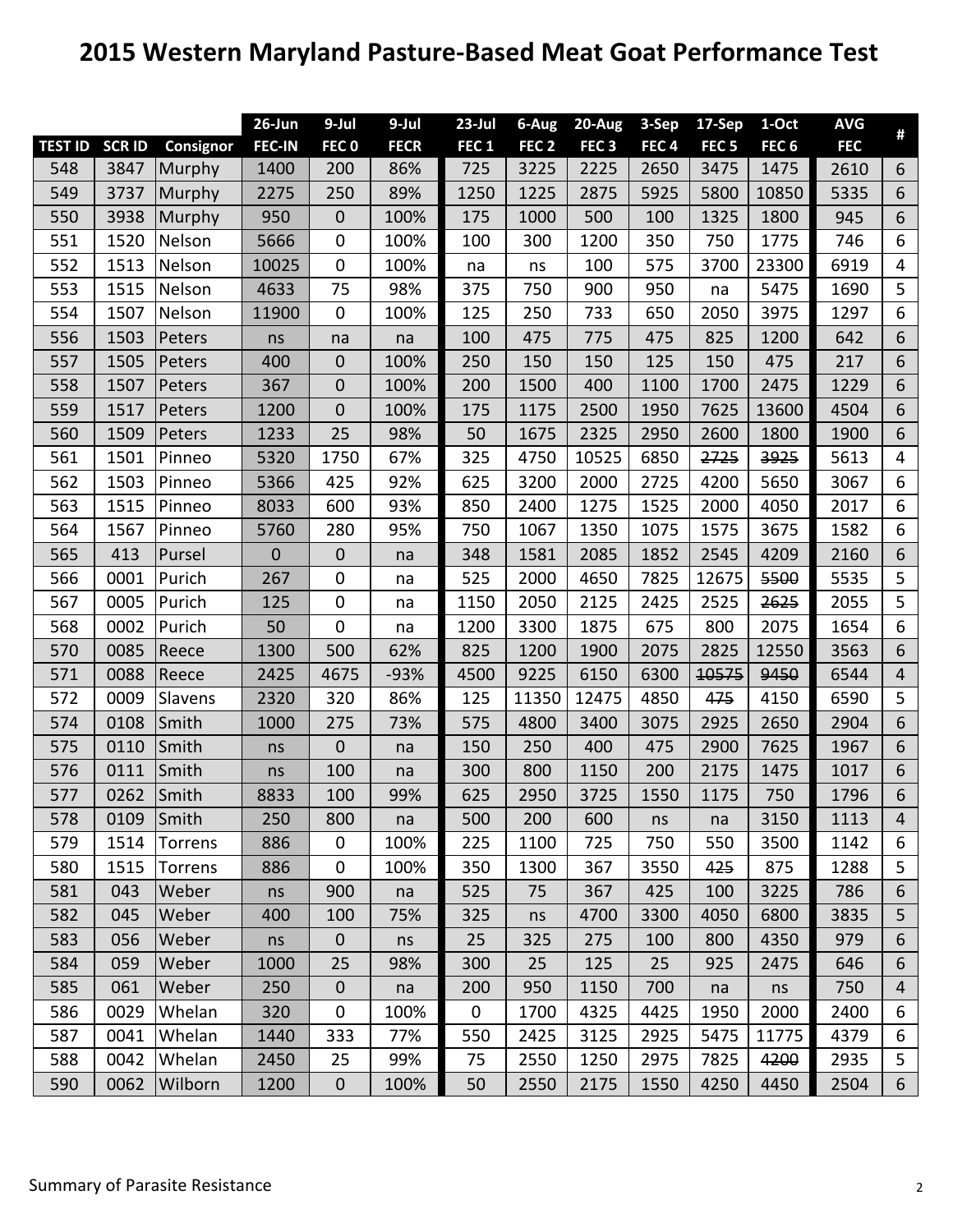# 2015 Western Maryland Pasture-Based Meat Goat Performance Test

| | | | 26-Jun | 9-Jul | 9-Jul | 23-Jul | 6-Aug | 20-Aug | 3-Sep | 17-Sep | 1-Oct | AVG | # |
|---|---|---|---|---|---|---|---|---|---|---|---|---|---|
| TEST ID | SCR ID | Consignor | FEC-IN | FEC 0 | FECR | FEC 1 | FEC 2 | FEC 3 | FEC 4 | FEC 5 | FEC 6 | FEC | |
| 548 | 3847 | Murphy | 1400 | 200 | 86% | 725 | 3225 | 2225 | 2650 | 3475 | 1475 | 2610 | 6 |
| 549 | 3737 | Murphy | 2275 | 250 | 89% | 1250 | 1225 | 2875 | 5925 | 5800 | 10850 | 5335 | 6 |
| 550 | 3938 | Murphy | 950 | 0 | 100% | 175 | 1000 | 500 | 100 | 1325 | 1800 | 945 | 6 |
| 551 | 1520 | Nelson | 5666 | 0 | 100% | 100 | 300 | 1200 | 350 | 750 | 1775 | 746 | 6 |
| 552 | 1513 | Nelson | 10025 | 0 | 100% | na | ns | 100 | 575 | 3700 | 23300 | 6919 | 4 |
| 553 | 1515 | Nelson | 4633 | 75 | 98% | 375 | 750 | 900 | 950 | na | 5475 | 1690 | 5 |
| 554 | 1507 | Nelson | 11900 | 0 | 100% | 125 | 250 | 733 | 650 | 2050 | 3975 | 1297 | 6 |
| 556 | 1503 | Peters | ns | na | na | 100 | 475 | 775 | 475 | 825 | 1200 | 642 | 6 |
| 557 | 1505 | Peters | 400 | 0 | 100% | 250 | 150 | 150 | 125 | 150 | 475 | 217 | 6 |
| 558 | 1507 | Peters | 367 | 0 | 100% | 200 | 1500 | 400 | 1100 | 1700 | 2475 | 1229 | 6 |
| 559 | 1517 | Peters | 1200 | 0 | 100% | 175 | 1175 | 2500 | 1950 | 7625 | 13600 | 4504 | 6 |
| 560 | 1509 | Peters | 1233 | 25 | 98% | 50 | 1675 | 2325 | 2950 | 2600 | 1800 | 1900 | 6 |
| 561 | 1501 | Pinneo | 5320 | 1750 | 67% | 325 | 4750 | 10525 | 6850 | ~~2725~~ | ~~3925~~ | 5613 | 4 |
| 562 | 1503 | Pinneo | 5366 | 425 | 92% | 625 | 3200 | 2000 | 2725 | 4200 | 5650 | 3067 | 6 |
| 563 | 1515 | Pinneo | 8033 | 600 | 93% | 850 | 2400 | 1275 | 1525 | 2000 | 4050 | 2017 | 6 |
| 564 | 1567 | Pinneo | 5760 | 280 | 95% | 750 | 1067 | 1350 | 1075 | 1575 | 3675 | 1582 | 6 |
| 565 | 413 | Pursel | 0 | 0 | na | 348 | 1581 | 2085 | 1852 | 2545 | 4209 | 2160 | 6 |
| 566 | 0001 | Purich | 267 | 0 | na | 525 | 2000 | 4650 | 7825 | 12675 | ~~5500~~ | 5535 | 5 |
| 567 | 0005 | Purich | 125 | 0 | na | 1150 | 2050 | 2125 | 2425 | 2525 | ~~2625~~ | 2055 | 5 |
| 568 | 0002 | Purich | 50 | 0 | na | 1200 | 3300 | 1875 | 675 | 800 | 2075 | 1654 | 6 |
| 570 | 0085 | Reece | 1300 | 500 | 62% | 825 | 1200 | 1900 | 2075 | 2825 | 12550 | 3563 | 6 |
| 571 | 0088 | Reece | 2425 | 4675 | -93% | 4500 | 9225 | 6150 | 6300 | ~~10575~~ | ~~9450~~ | 6544 | 4 |
| 572 | 0009 | Slavens | 2320 | 320 | 86% | 125 | 11350 | 12475 | 4850 | ~~475~~ | 4150 | 6590 | 5 |
| 574 | 0108 | Smith | 1000 | 275 | 73% | 575 | 4800 | 3400 | 3075 | 2925 | 2650 | 2904 | 6 |
| 575 | 0110 | Smith | ns | 0 | na | 150 | 250 | 400 | 475 | 2900 | 7625 | 1967 | 6 |
| 576 | 0111 | Smith | ns | 100 | na | 300 | 800 | 1150 | 200 | 2175 | 1475 | 1017 | 6 |
| 577 | 0262 | Smith | 8833 | 100 | 99% | 625 | 2950 | 3725 | 1550 | 1175 | 750 | 1796 | 6 |
| 578 | 0109 | Smith | 250 | 800 | na | 500 | 200 | 600 | ns | na | 3150 | 1113 | 4 |
| 579 | 1514 | Torrens | 886 | 0 | 100% | 225 | 1100 | 725 | 750 | 550 | 3500 | 1142 | 6 |
| 580 | 1515 | Torrens | 886 | 0 | 100% | 350 | 1300 | 367 | 3550 | ~~425~~ | 875 | 1288 | 5 |
| 581 | 043 | Weber | ns | 900 | na | 525 | 75 | 367 | 425 | 100 | 3225 | 786 | 6 |
| 582 | 045 | Weber | 400 | 100 | 75% | 325 | ns | 4700 | 3300 | 4050 | 6800 | 3835 | 5 |
| 583 | 056 | Weber | ns | 0 | ns | 25 | 325 | 275 | 100 | 800 | 4350 | 979 | 6 |
| 584 | 059 | Weber | 1000 | 25 | 98% | 300 | 25 | 125 | 25 | 925 | 2475 | 646 | 6 |
| 585 | 061 | Weber | 250 | 0 | na | 200 | 950 | 1150 | 700 | na | ns | 750 | 4 |
| 586 | 0029 | Whelan | 320 | 0 | 100% | 0 | 1700 | 4325 | 4425 | 1950 | 2000 | 2400 | 6 |
| 587 | 0041 | Whelan | 1440 | 333 | 77% | 550 | 2425 | 3125 | 2925 | 5475 | 11775 | 4379 | 6 |
| 588 | 0042 | Whelan | 2450 | 25 | 99% | 75 | 2550 | 1250 | 2975 | 7825 | ~~4200~~ | 2935 | 5 |
| 590 | 0062 | Wilborn | 1200 | 0 | 100% | 50 | 2550 | 2175 | 1550 | 4250 | 4450 | 2504 | 6 |

Summary of Parasite Resistance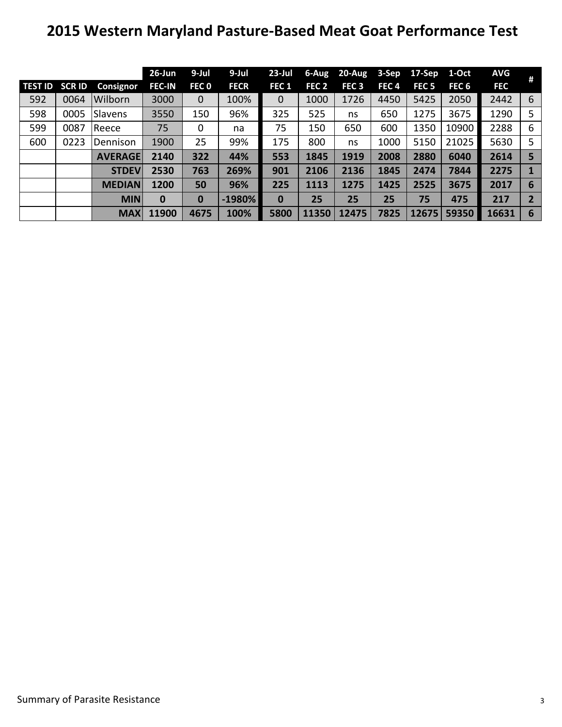# 2015 Western Maryland Pasture-Based Meat Goat Performance Test

| | | | 26-Jun | 9-Jul | 9-Jul | 23-Jul | 6-Aug | 20-Aug | 3-Sep | 17-Sep | 1-Oct | AVG | # |
|---|---|---|---|---|---|---|---|---|---|---|---|---|---|
| TEST ID | SCR ID | Consignor | FEC-IN | FEC 0 | FECR | FEC 1 | FEC 2 | FEC 3 | FEC 4 | FEC 5 | FEC 6 | FEC | |
| 592 | 0064 | Wilborn | 3000 | 0 | 100% | 0 | 1000 | 1726 | 4450 | 5425 | 2050 | 2442 | 6 |
| 598 | 0005 | Slavens | 3550 | 150 | 96% | 325 | 525 | ns | 650 | 1275 | 3675 | 1290 | 5 |
| 599 | 0087 | Reece | 75 | 0 | na | 75 | 150 | 650 | 600 | 1350 | 10900 | 2288 | 6 |
| 600 | 0223 | Dennison | 1900 | 25 | 99% | 175 | 800 | ns | 1000 | 5150 | 21025 | 5630 | 5 |
| | | **AVERAGE** | **2140** | **322** | **44%** | **553** | **1845** | **1919** | **2008** | **2880** | **6040** | **2614** | **5** |
| | | **STDEV** | **2530** | **763** | **269%** | **901** | **2106** | **2136** | **1845** | **2474** | **7844** | **2275** | **1** |
| | | **MEDIAN** | **1200** | **50** | **96%** | **225** | **1113** | **1275** | **1425** | **2525** | **3675** | **2017** | **6** |
| | | **MIN** | **0** | **0** | **-1980%** | **0** | **25** | **25** | **25** | **75** | **475** | **217** | **2** |
| | | **MAX** | **11900** | **4675** | **100%** | **5800** | **11350** | **12475** | **7825** | **12675** | **59350** | **16631** | **6** |

Summary of Parasite Resistance